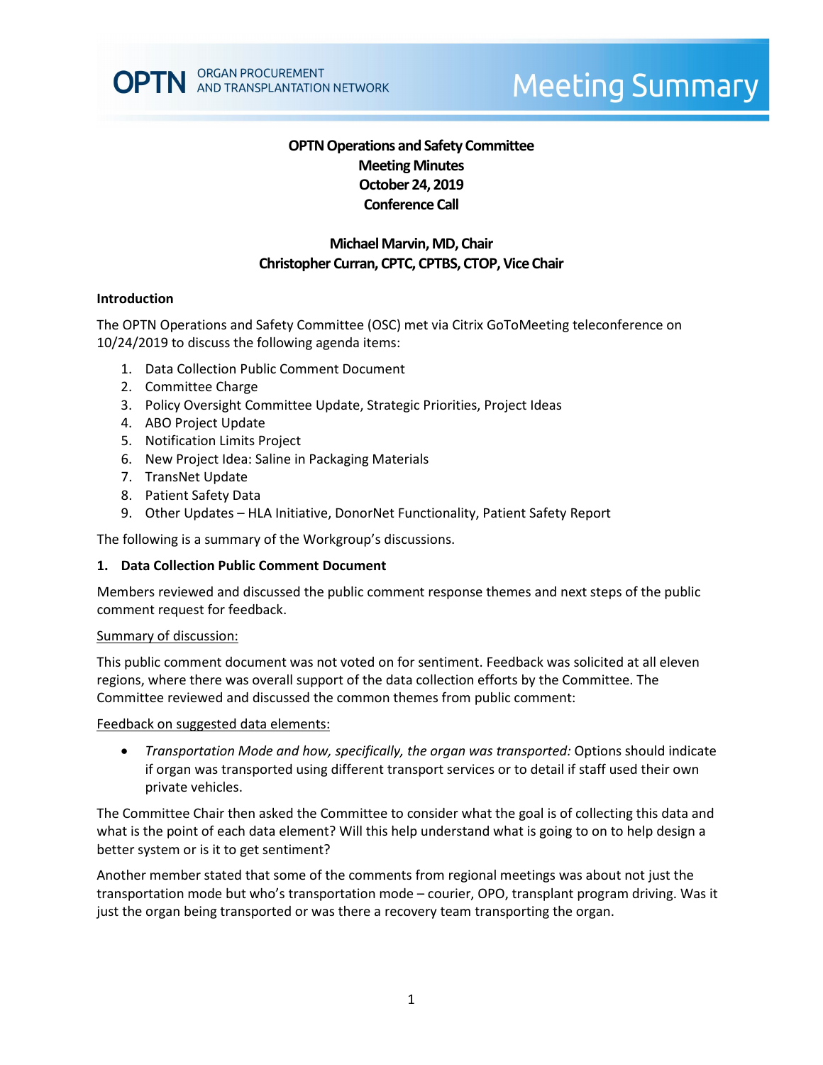OPTN ORGAN PROCUREMENT AND TRANSPLANTATION NETWORK

# Meeting Summary

**OPTN Operations and Safety Committee**
**Meeting Minutes**
**October 24, 2019**
**Conference Call**

**Michael Marvin, MD, Chair**
**Christopher Curran, CPTC, CPTBS, CTOP, Vice Chair**

## Introduction

The OPTN Operations and Safety Committee (OSC) met via Citrix GoToMeeting teleconference on 10/24/2019 to discuss the following agenda items:

1. Data Collection Public Comment Document
2. Committee Charge
3. Policy Oversight Committee Update, Strategic Priorities, Project Ideas
4. ABO Project Update
5. Notification Limits Project
6. New Project Idea: Saline in Packaging Materials
7. TransNet Update
8. Patient Safety Data
9. Other Updates – HLA Initiative, DonorNet Functionality, Patient Safety Report

The following is a summary of the Workgroup's discussions.

## 1. Data Collection Public Comment Document

Members reviewed and discussed the public comment response themes and next steps of the public comment request for feedback.

Summary of discussion:

This public comment document was not voted on for sentiment. Feedback was solicited at all eleven regions, where there was overall support of the data collection efforts by the Committee. The Committee reviewed and discussed the common themes from public comment:

Feedback on suggested data elements:

- *Transportation Mode and how, specifically, the organ was transported:* Options should indicate if organ was transported using different transport services or to detail if staff used their own private vehicles.

The Committee Chair then asked the Committee to consider what the goal is of collecting this data and what is the point of each data element? Will this help understand what is going to on to help design a better system or is it to get sentiment?

Another member stated that some of the comments from regional meetings was about not just the transportation mode but who's transportation mode – courier, OPO, transplant program driving. Was it just the organ being transported or was there a recovery team transporting the organ.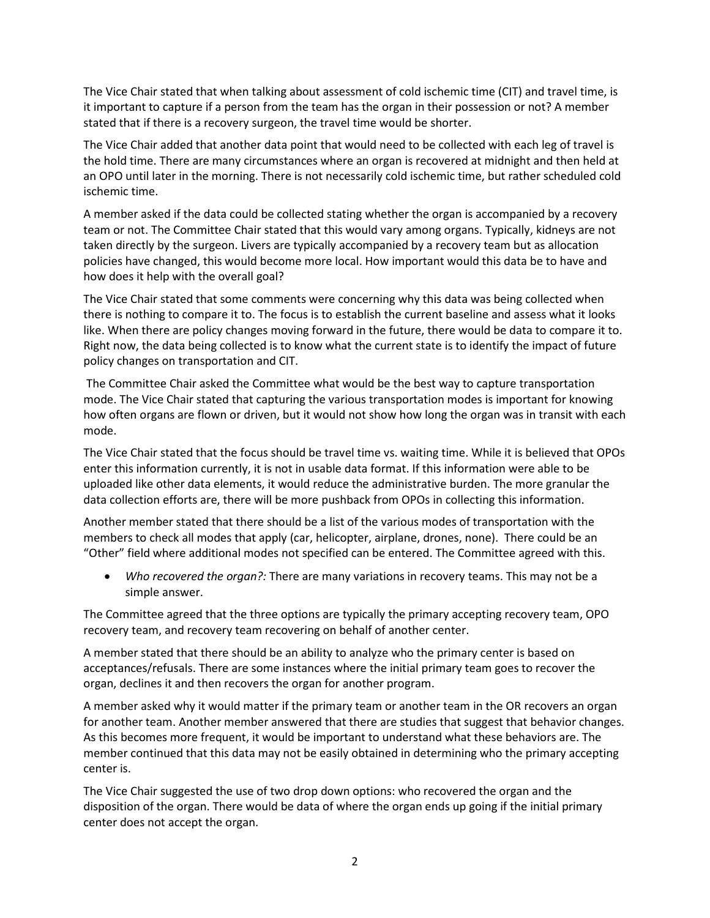The Vice Chair stated that when talking about assessment of cold ischemic time (CIT) and travel time, is it important to capture if a person from the team has the organ in their possession or not? A member stated that if there is a recovery surgeon, the travel time would be shorter.

The Vice Chair added that another data point that would need to be collected with each leg of travel is the hold time. There are many circumstances where an organ is recovered at midnight and then held at an OPO until later in the morning. There is not necessarily cold ischemic time, but rather scheduled cold ischemic time.

A member asked if the data could be collected stating whether the organ is accompanied by a recovery team or not. The Committee Chair stated that this would vary among organs. Typically, kidneys are not taken directly by the surgeon. Livers are typically accompanied by a recovery team but as allocation policies have changed, this would become more local. How important would this data be to have and how does it help with the overall goal?

The Vice Chair stated that some comments were concerning why this data was being collected when there is nothing to compare it to. The focus is to establish the current baseline and assess what it looks like. When there are policy changes moving forward in the future, there would be data to compare it to. Right now, the data being collected is to know what the current state is to identify the impact of future policy changes on transportation and CIT.

The Committee Chair asked the Committee what would be the best way to capture transportation mode. The Vice Chair stated that capturing the various transportation modes is important for knowing how often organs are flown or driven, but it would not show how long the organ was in transit with each mode.

The Vice Chair stated that the focus should be travel time vs. waiting time. While it is believed that OPOs enter this information currently, it is not in usable data format. If this information were able to be uploaded like other data elements, it would reduce the administrative burden. The more granular the data collection efforts are, there will be more pushback from OPOs in collecting this information.

Another member stated that there should be a list of the various modes of transportation with the members to check all modes that apply (car, helicopter, airplane, drones, none). There could be an "Other" field where additional modes not specified can be entered. The Committee agreed with this.

- *Who recovered the organ?:* There are many variations in recovery teams. This may not be a simple answer.

The Committee agreed that the three options are typically the primary accepting recovery team, OPO recovery team, and recovery team recovering on behalf of another center.

A member stated that there should be an ability to analyze who the primary center is based on acceptances/refusals. There are some instances where the initial primary team goes to recover the organ, declines it and then recovers the organ for another program.

A member asked why it would matter if the primary team or another team in the OR recovers an organ for another team. Another member answered that there are studies that suggest that behavior changes. As this becomes more frequent, it would be important to understand what these behaviors are. The member continued that this data may not be easily obtained in determining who the primary accepting center is.

The Vice Chair suggested the use of two drop down options: who recovered the organ and the disposition of the organ. There would be data of where the organ ends up going if the initial primary center does not accept the organ.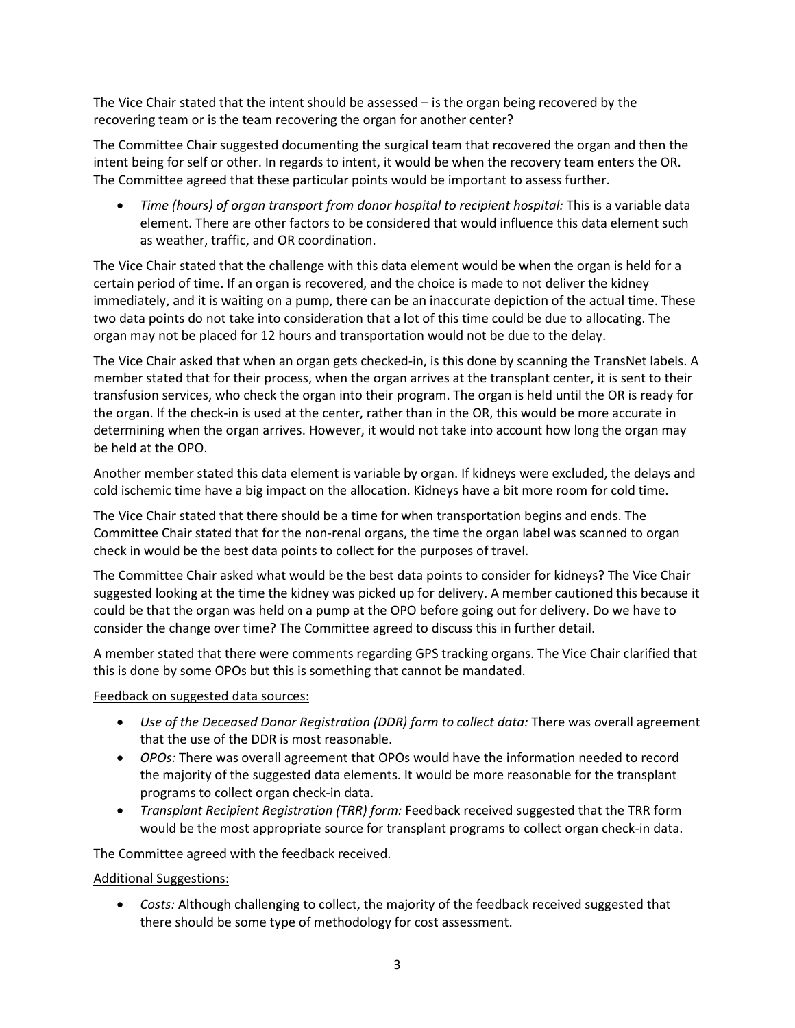The Vice Chair stated that the intent should be assessed – is the organ being recovered by the recovering team or is the team recovering the organ for another center?

The Committee Chair suggested documenting the surgical team that recovered the organ and then the intent being for self or other. In regards to intent, it would be when the recovery team enters the OR. The Committee agreed that these particular points would be important to assess further.

- *Time (hours) of organ transport from donor hospital to recipient hospital:* This is a variable data element. There are other factors to be considered that would influence this data element such as weather, traffic, and OR coordination.

The Vice Chair stated that the challenge with this data element would be when the organ is held for a certain period of time. If an organ is recovered, and the choice is made to not deliver the kidney immediately, and it is waiting on a pump, there can be an inaccurate depiction of the actual time. These two data points do not take into consideration that a lot of this time could be due to allocating. The organ may not be placed for 12 hours and transportation would not be due to the delay.

The Vice Chair asked that when an organ gets checked-in, is this done by scanning the TransNet labels. A member stated that for their process, when the organ arrives at the transplant center, it is sent to their transfusion services, who check the organ into their program. The organ is held until the OR is ready for the organ. If the check-in is used at the center, rather than in the OR, this would be more accurate in determining when the organ arrives. However, it would not take into account how long the organ may be held at the OPO.

Another member stated this data element is variable by organ. If kidneys were excluded, the delays and cold ischemic time have a big impact on the allocation. Kidneys have a bit more room for cold time.

The Vice Chair stated that there should be a time for when transportation begins and ends. The Committee Chair stated that for the non-renal organs, the time the organ label was scanned to organ check in would be the best data points to collect for the purposes of travel.

The Committee Chair asked what would be the best data points to consider for kidneys? The Vice Chair suggested looking at the time the kidney was picked up for delivery. A member cautioned this because it could be that the organ was held on a pump at the OPO before going out for delivery. Do we have to consider the change over time? The Committee agreed to discuss this in further detail.

A member stated that there were comments regarding GPS tracking organs. The Vice Chair clarified that this is done by some OPOs but this is something that cannot be mandated.

<u>Feedback on suggested data sources:</u>

- *Use of the Deceased Donor Registration (DDR) form to collect data:* There was overall agreement that the use of the DDR is most reasonable.
- *OPOs:* There was overall agreement that OPOs would have the information needed to record the majority of the suggested data elements. It would be more reasonable for the transplant programs to collect organ check-in data.
- *Transplant Recipient Registration (TRR) form:* Feedback received suggested that the TRR form would be the most appropriate source for transplant programs to collect organ check-in data.

The Committee agreed with the feedback received.

<u>Additional Suggestions:</u>

- *Costs:* Although challenging to collect, the majority of the feedback received suggested that there should be some type of methodology for cost assessment.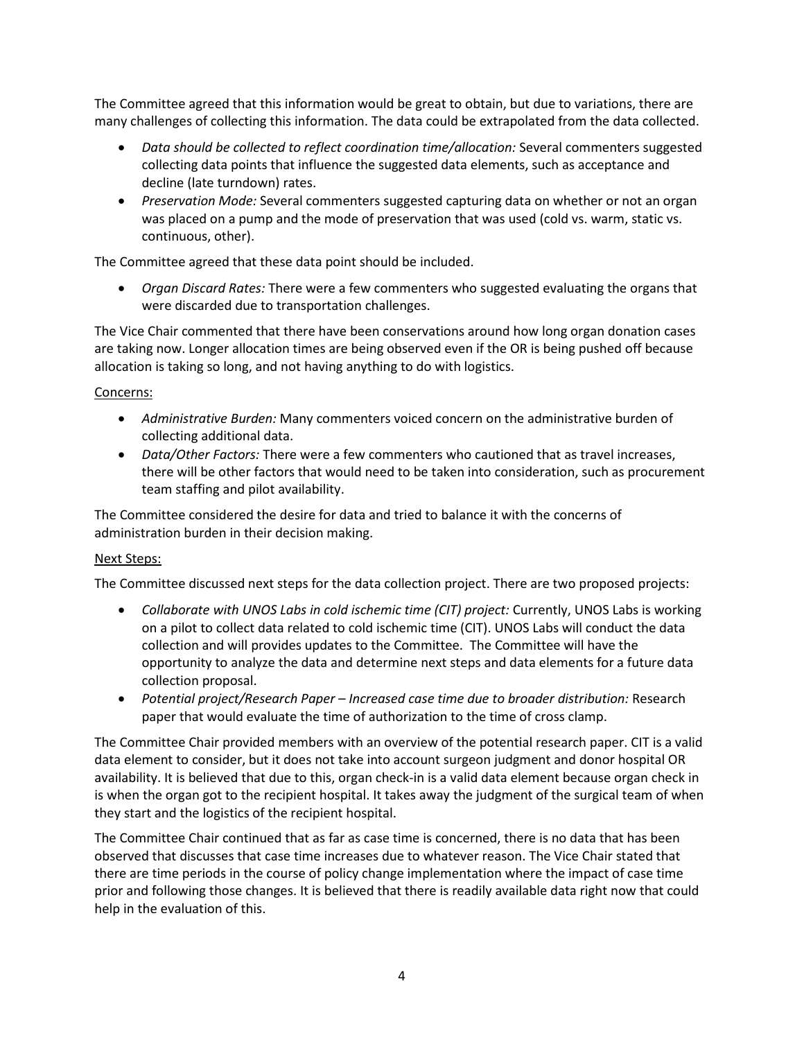The Committee agreed that this information would be great to obtain, but due to variations, there are many challenges of collecting this information. The data could be extrapolated from the data collected.

- *Data should be collected to reflect coordination time/allocation:* Several commenters suggested collecting data points that influence the suggested data elements, such as acceptance and decline (late turndown) rates.
- *Preservation Mode:* Several commenters suggested capturing data on whether or not an organ was placed on a pump and the mode of preservation that was used (cold vs. warm, static vs. continuous, other).

The Committee agreed that these data point should be included.

- *Organ Discard Rates:* There were a few commenters who suggested evaluating the organs that were discarded due to transportation challenges.

The Vice Chair commented that there have been conservations around how long organ donation cases are taking now. Longer allocation times are being observed even if the OR is being pushed off because allocation is taking so long, and not having anything to do with logistics.

<u>Concerns:</u>

- *Administrative Burden:* Many commenters voiced concern on the administrative burden of collecting additional data.
- *Data/Other Factors:* There were a few commenters who cautioned that as travel increases, there will be other factors that would need to be taken into consideration, such as procurement team staffing and pilot availability.

The Committee considered the desire for data and tried to balance it with the concerns of administration burden in their decision making.

<u>Next Steps:</u>

The Committee discussed next steps for the data collection project. There are two proposed projects:

- *Collaborate with UNOS Labs in cold ischemic time (CIT) project:* Currently, UNOS Labs is working on a pilot to collect data related to cold ischemic time (CIT). UNOS Labs will conduct the data collection and will provides updates to the Committee. The Committee will have the opportunity to analyze the data and determine next steps and data elements for a future data collection proposal.
- *Potential project/Research Paper – Increased case time due to broader distribution:* Research paper that would evaluate the time of authorization to the time of cross clamp.

The Committee Chair provided members with an overview of the potential research paper. CIT is a valid data element to consider, but it does not take into account surgeon judgment and donor hospital OR availability. It is believed that due to this, organ check-in is a valid data element because organ check in is when the organ got to the recipient hospital. It takes away the judgment of the surgical team of when they start and the logistics of the recipient hospital.

The Committee Chair continued that as far as case time is concerned, there is no data that has been observed that discusses that case time increases due to whatever reason. The Vice Chair stated that there are time periods in the course of policy change implementation where the impact of case time prior and following those changes. It is believed that there is readily available data right now that could help in the evaluation of this.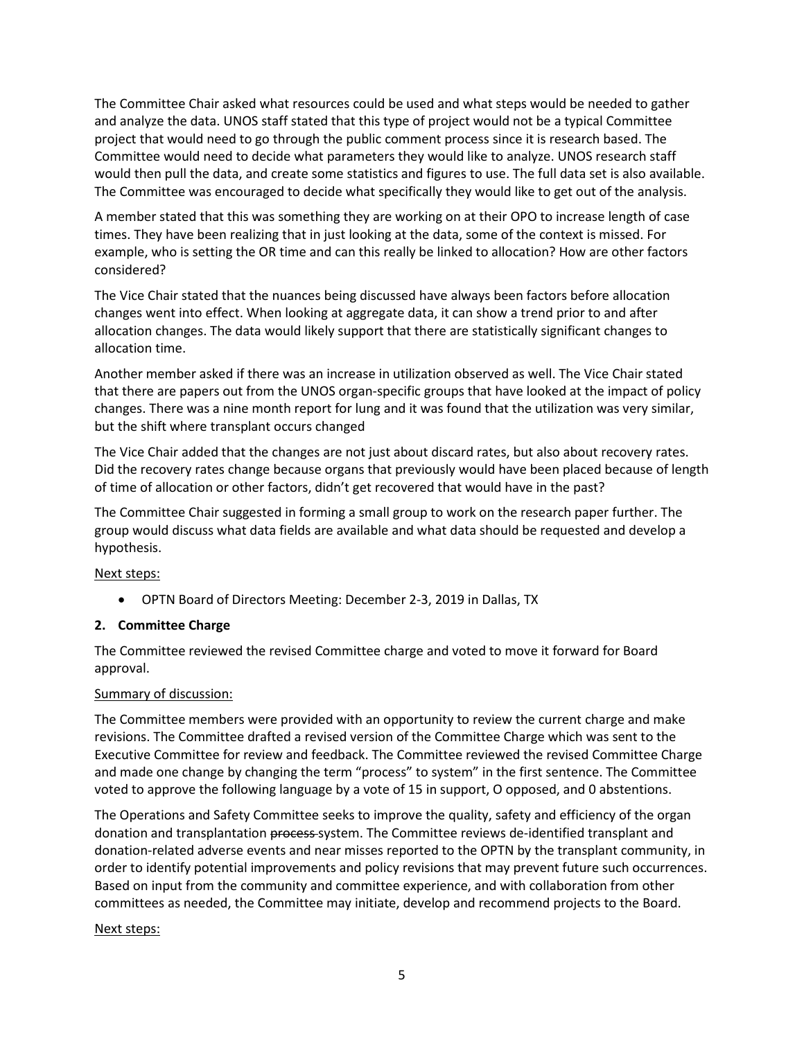The Committee Chair asked what resources could be used and what steps would be needed to gather and analyze the data. UNOS staff stated that this type of project would not be a typical Committee project that would need to go through the public comment process since it is research based. The Committee would need to decide what parameters they would like to analyze. UNOS research staff would then pull the data, and create some statistics and figures to use. The full data set is also available. The Committee was encouraged to decide what specifically they would like to get out of the analysis.

A member stated that this was something they are working on at their OPO to increase length of case times. They have been realizing that in just looking at the data, some of the context is missed. For example, who is setting the OR time and can this really be linked to allocation? How are other factors considered?

The Vice Chair stated that the nuances being discussed have always been factors before allocation changes went into effect. When looking at aggregate data, it can show a trend prior to and after allocation changes. The data would likely support that there are statistically significant changes to allocation time.

Another member asked if there was an increase in utilization observed as well. The Vice Chair stated that there are papers out from the UNOS organ-specific groups that have looked at the impact of policy changes. There was a nine month report for lung and it was found that the utilization was very similar, but the shift where transplant occurs changed

The Vice Chair added that the changes are not just about discard rates, but also about recovery rates. Did the recovery rates change because organs that previously would have been placed because of length of time of allocation or other factors, didn't get recovered that would have in the past?

The Committee Chair suggested in forming a small group to work on the research paper further. The group would discuss what data fields are available and what data should be requested and develop a hypothesis.

Next steps:

- OPTN Board of Directors Meeting: December 2-3, 2019 in Dallas, TX

## 2. Committee Charge

The Committee reviewed the revised Committee charge and voted to move it forward for Board approval.

Summary of discussion:

The Committee members were provided with an opportunity to review the current charge and make revisions. The Committee drafted a revised version of the Committee Charge which was sent to the Executive Committee for review and feedback. The Committee reviewed the revised Committee Charge and made one change by changing the term "process" to system" in the first sentence. The Committee voted to approve the following language by a vote of 15 in support, O opposed, and 0 abstentions.

The Operations and Safety Committee seeks to improve the quality, safety and efficiency of the organ donation and transplantation ~~process~~ system. The Committee reviews de-identified transplant and donation-related adverse events and near misses reported to the OPTN by the transplant community, in order to identify potential improvements and policy revisions that may prevent future such occurrences. Based on input from the community and committee experience, and with collaboration from other committees as needed, the Committee may initiate, develop and recommend projects to the Board.

Next steps: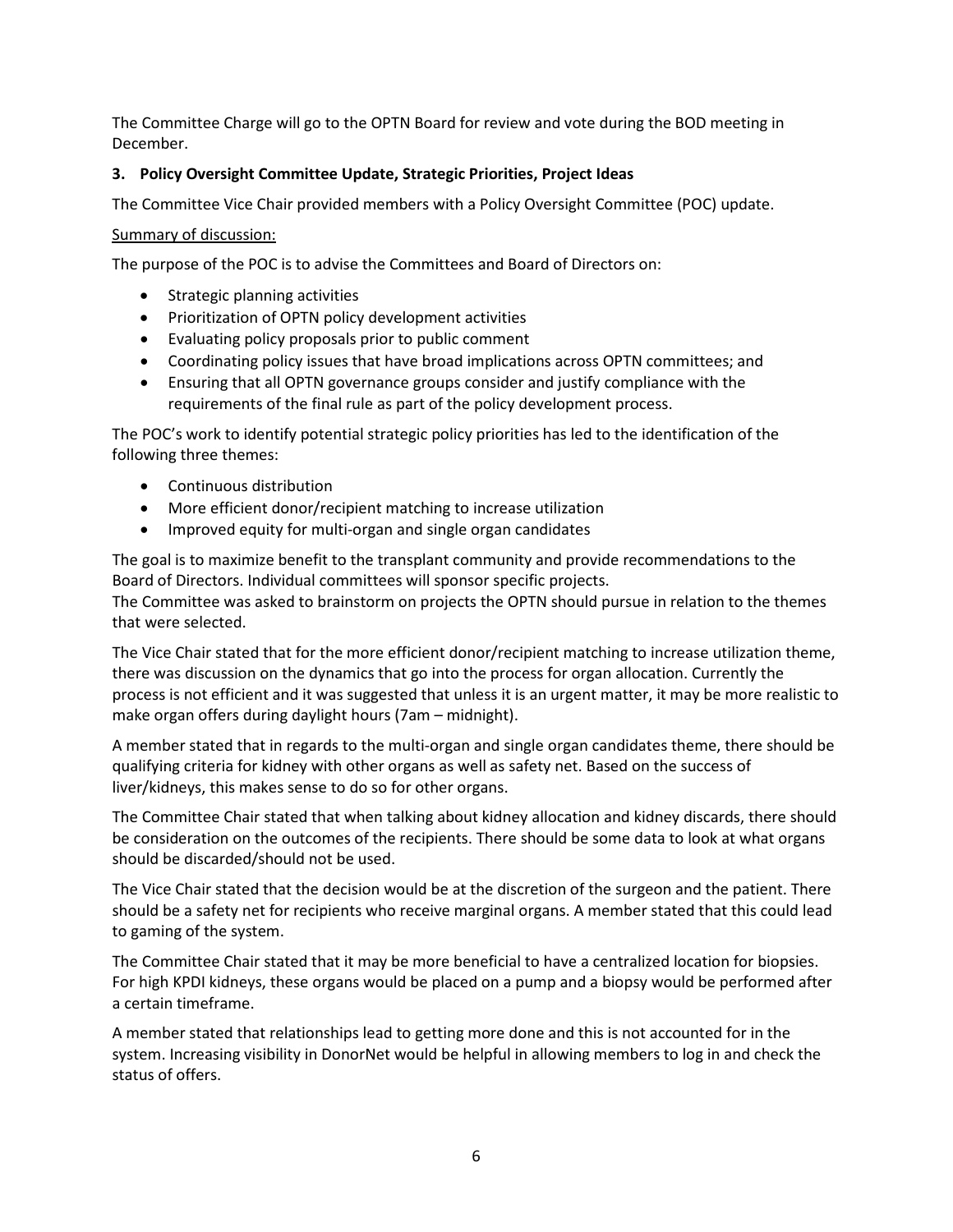The Committee Charge will go to the OPTN Board for review and vote during the BOD meeting in December.

### 3. Policy Oversight Committee Update, Strategic Priorities, Project Ideas

The Committee Vice Chair provided members with a Policy Oversight Committee (POC) update.

Summary of discussion:

The purpose of the POC is to advise the Committees and Board of Directors on:

- Strategic planning activities
- Prioritization of OPTN policy development activities
- Evaluating policy proposals prior to public comment
- Coordinating policy issues that have broad implications across OPTN committees; and
- Ensuring that all OPTN governance groups consider and justify compliance with the requirements of the final rule as part of the policy development process.

The POC's work to identify potential strategic policy priorities has led to the identification of the following three themes:

- Continuous distribution
- More efficient donor/recipient matching to increase utilization
- Improved equity for multi-organ and single organ candidates

The goal is to maximize benefit to the transplant community and provide recommendations to the Board of Directors. Individual committees will sponsor specific projects.
The Committee was asked to brainstorm on projects the OPTN should pursue in relation to the themes that were selected.

The Vice Chair stated that for the more efficient donor/recipient matching to increase utilization theme, there was discussion on the dynamics that go into the process for organ allocation. Currently the process is not efficient and it was suggested that unless it is an urgent matter, it may be more realistic to make organ offers during daylight hours (7am – midnight).

A member stated that in regards to the multi-organ and single organ candidates theme, there should be qualifying criteria for kidney with other organs as well as safety net. Based on the success of liver/kidneys, this makes sense to do so for other organs.

The Committee Chair stated that when talking about kidney allocation and kidney discards, there should be consideration on the outcomes of the recipients. There should be some data to look at what organs should be discarded/should not be used.

The Vice Chair stated that the decision would be at the discretion of the surgeon and the patient. There should be a safety net for recipients who receive marginal organs. A member stated that this could lead to gaming of the system.

The Committee Chair stated that it may be more beneficial to have a centralized location for biopsies. For high KPDI kidneys, these organs would be placed on a pump and a biopsy would be performed after a certain timeframe.

A member stated that relationships lead to getting more done and this is not accounted for in the system. Increasing visibility in DonorNet would be helpful in allowing members to log in and check the status of offers.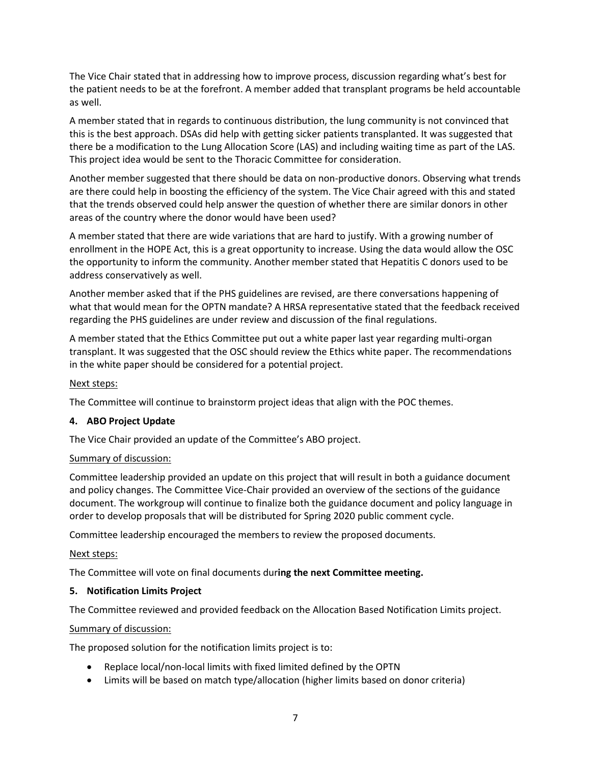The Vice Chair stated that in addressing how to improve process, discussion regarding what's best for the patient needs to be at the forefront. A member added that transplant programs be held accountable as well.

A member stated that in regards to continuous distribution, the lung community is not convinced that this is the best approach. DSAs did help with getting sicker patients transplanted. It was suggested that there be a modification to the Lung Allocation Score (LAS) and including waiting time as part of the LAS. This project idea would be sent to the Thoracic Committee for consideration.

Another member suggested that there should be data on non-productive donors. Observing what trends are there could help in boosting the efficiency of the system. The Vice Chair agreed with this and stated that the trends observed could help answer the question of whether there are similar donors in other areas of the country where the donor would have been used?

A member stated that there are wide variations that are hard to justify. With a growing number of enrollment in the HOPE Act, this is a great opportunity to increase. Using the data would allow the OSC the opportunity to inform the community. Another member stated that Hepatitis C donors used to be address conservatively as well.

Another member asked that if the PHS guidelines are revised, are there conversations happening of what that would mean for the OPTN mandate? A HRSA representative stated that the feedback received regarding the PHS guidelines are under review and discussion of the final regulations.

A member stated that the Ethics Committee put out a white paper last year regarding multi-organ transplant. It was suggested that the OSC should review the Ethics white paper. The recommendations in the white paper should be considered for a potential project.

Next steps:

The Committee will continue to brainstorm project ideas that align with the POC themes.

**4. ABO Project Update**

The Vice Chair provided an update of the Committee's ABO project.

Summary of discussion:

Committee leadership provided an update on this project that will result in both a guidance document and policy changes. The Committee Vice-Chair provided an overview of the sections of the guidance document. The workgroup will continue to finalize both the guidance document and policy language in order to develop proposals that will be distributed for Spring 2020 public comment cycle.

Committee leadership encouraged the members to review the proposed documents.

Next steps:

The Committee will vote on final documents dur**ing the next Committee meeting.**

**5. Notification Limits Project**

The Committee reviewed and provided feedback on the Allocation Based Notification Limits project.

Summary of discussion:

The proposed solution for the notification limits project is to:

- Replace local/non-local limits with fixed limited defined by the OPTN
- Limits will be based on match type/allocation (higher limits based on donor criteria)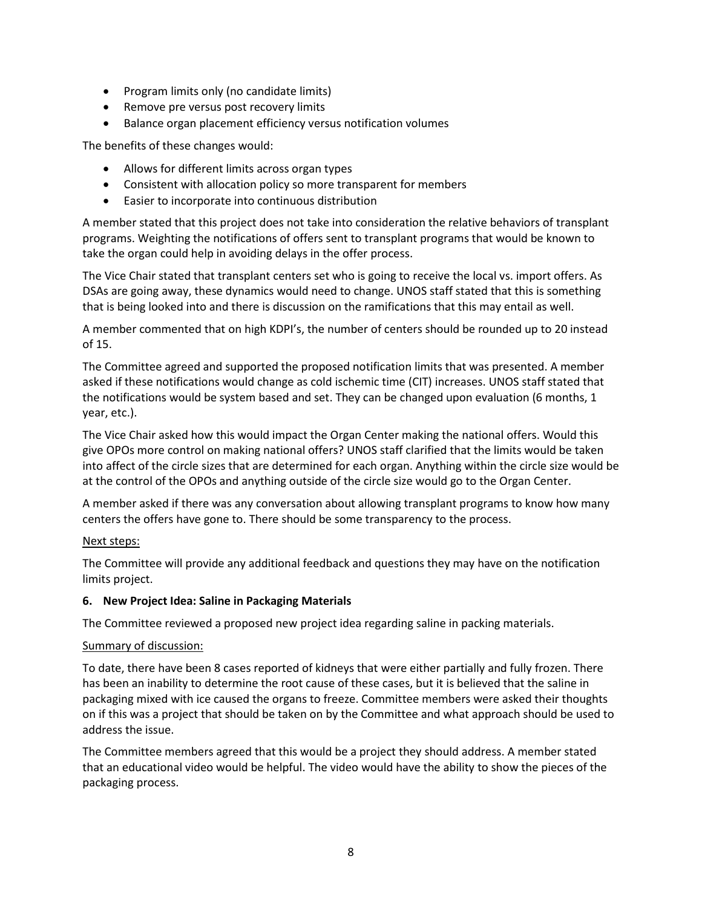- Program limits only (no candidate limits)
- Remove pre versus post recovery limits
- Balance organ placement efficiency versus notification volumes

The benefits of these changes would:

- Allows for different limits across organ types
- Consistent with allocation policy so more transparent for members
- Easier to incorporate into continuous distribution

A member stated that this project does not take into consideration the relative behaviors of transplant programs. Weighting the notifications of offers sent to transplant programs that would be known to take the organ could help in avoiding delays in the offer process.

The Vice Chair stated that transplant centers set who is going to receive the local vs. import offers. As DSAs are going away, these dynamics would need to change. UNOS staff stated that this is something that is being looked into and there is discussion on the ramifications that this may entail as well.

A member commented that on high KDPI's, the number of centers should be rounded up to 20 instead of 15.

The Committee agreed and supported the proposed notification limits that was presented. A member asked if these notifications would change as cold ischemic time (CIT) increases. UNOS staff stated that the notifications would be system based and set. They can be changed upon evaluation (6 months, 1 year, etc.).

The Vice Chair asked how this would impact the Organ Center making the national offers. Would this give OPOs more control on making national offers? UNOS staff clarified that the limits would be taken into affect of the circle sizes that are determined for each organ. Anything within the circle size would be at the control of the OPOs and anything outside of the circle size would go to the Organ Center.

A member asked if there was any conversation about allowing transplant programs to know how many centers the offers have gone to. There should be some transparency to the process.

<u>Next steps:</u>

The Committee will provide any additional feedback and questions they may have on the notification limits project.

### 6. New Project Idea: Saline in Packaging Materials

The Committee reviewed a proposed new project idea regarding saline in packing materials.

<u>Summary of discussion:</u>

To date, there have been 8 cases reported of kidneys that were either partially and fully frozen. There has been an inability to determine the root cause of these cases, but it is believed that the saline in packaging mixed with ice caused the organs to freeze. Committee members were asked their thoughts on if this was a project that should be taken on by the Committee and what approach should be used to address the issue.

The Committee members agreed that this would be a project they should address. A member stated that an educational video would be helpful. The video would have the ability to show the pieces of the packaging process.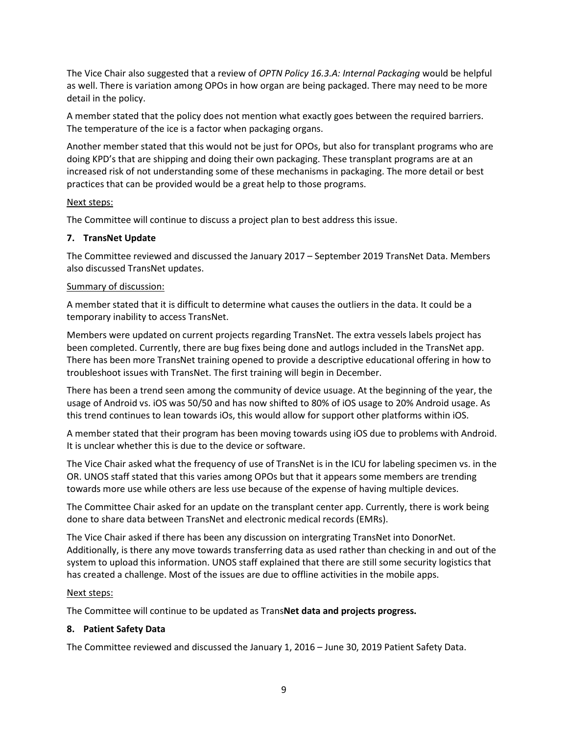The Vice Chair also suggested that a review of *OPTN Policy 16.3.A: Internal Packaging* would be helpful as well. There is variation among OPOs in how organ are being packaged. There may need to be more detail in the policy.

A member stated that the policy does not mention what exactly goes between the required barriers. The temperature of the ice is a factor when packaging organs.

Another member stated that this would not be just for OPOs, but also for transplant programs who are doing KPD's that are shipping and doing their own packaging. These transplant programs are at an increased risk of not understanding some of these mechanisms in packaging. The more detail or best practices that can be provided would be a great help to those programs.

Next steps:

The Committee will continue to discuss a project plan to best address this issue.

### 7. TransNet Update

The Committee reviewed and discussed the January 2017 – September 2019 TransNet Data. Members also discussed TransNet updates.

Summary of discussion:

A member stated that it is difficult to determine what causes the outliers in the data. It could be a temporary inability to access TransNet.

Members were updated on current projects regarding TransNet. The extra vessels labels project has been completed. Currently, there are bug fixes being done and autlogs included in the TransNet app. There has been more TransNet training opened to provide a descriptive educational offering in how to troubleshoot issues with TransNet. The first training will begin in December.

There has been a trend seen among the community of device usuage. At the beginning of the year, the usage of Android vs. iOS was 50/50 and has now shifted to 80% of iOS usage to 20% Android usage. As this trend continues to lean towards iOs, this would allow for support other platforms within iOS.

A member stated that their program has been moving towards using iOS due to problems with Android. It is unclear whether this is due to the device or software.

The Vice Chair asked what the frequency of use of TransNet is in the ICU for labeling specimen vs. in the OR. UNOS staff stated that this varies among OPOs but that it appears some members are trending towards more use while others are less use because of the expense of having multiple devices.

The Committee Chair asked for an update on the transplant center app. Currently, there is work being done to share data between TransNet and electronic medical records (EMRs).

The Vice Chair asked if there has been any discussion on intergrating TransNet into DonorNet. Additionally, is there any move towards transferring data as used rather than checking in and out of the system to upload this information. UNOS staff explained that there are still some security logistics that has created a challenge. Most of the issues are due to offline activities in the mobile apps.

Next steps:

The Committee will continue to be updated as Trans**Net data and projects progress.**

### 8. Patient Safety Data

The Committee reviewed and discussed the January 1, 2016 – June 30, 2019 Patient Safety Data.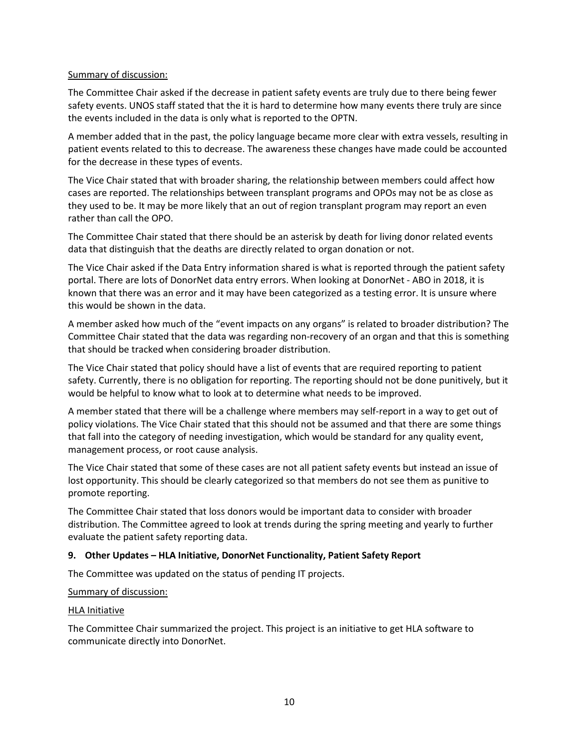Summary of discussion:

The Committee Chair asked if the decrease in patient safety events are truly due to there being fewer safety events. UNOS staff stated that the it is hard to determine how many events there truly are since the events included in the data is only what is reported to the OPTN.

A member added that in the past, the policy language became more clear with extra vessels, resulting in patient events related to this to decrease. The awareness these changes have made could be accounted for the decrease in these types of events.

The Vice Chair stated that with broader sharing, the relationship between members could affect how cases are reported. The relationships between transplant programs and OPOs may not be as close as they used to be. It may be more likely that an out of region transplant program may report an even rather than call the OPO.

The Committee Chair stated that there should be an asterisk by death for living donor related events data that distinguish that the deaths are directly related to organ donation or not.

The Vice Chair asked if the Data Entry information shared is what is reported through the patient safety portal. There are lots of DonorNet data entry errors. When looking at DonorNet - ABO in 2018, it is known that there was an error and it may have been categorized as a testing error. It is unsure where this would be shown in the data.

A member asked how much of the "event impacts on any organs" is related to broader distribution? The Committee Chair stated that the data was regarding non-recovery of an organ and that this is something that should be tracked when considering broader distribution.

The Vice Chair stated that policy should have a list of events that are required reporting to patient safety. Currently, there is no obligation for reporting. The reporting should not be done punitively, but it would be helpful to know what to look at to determine what needs to be improved.

A member stated that there will be a challenge where members may self-report in a way to get out of policy violations. The Vice Chair stated that this should not be assumed and that there are some things that fall into the category of needing investigation, which would be standard for any quality event, management process, or root cause analysis.

The Vice Chair stated that some of these cases are not all patient safety events but instead an issue of lost opportunity. This should be clearly categorized so that members do not see them as punitive to promote reporting.

The Committee Chair stated that loss donors would be important data to consider with broader distribution. The Committee agreed to look at trends during the spring meeting and yearly to further evaluate the patient safety reporting data.

**9. Other Updates – HLA Initiative, DonorNet Functionality, Patient Safety Report**

The Committee was updated on the status of pending IT projects.

Summary of discussion:

HLA Initiative

The Committee Chair summarized the project. This project is an initiative to get HLA software to communicate directly into DonorNet.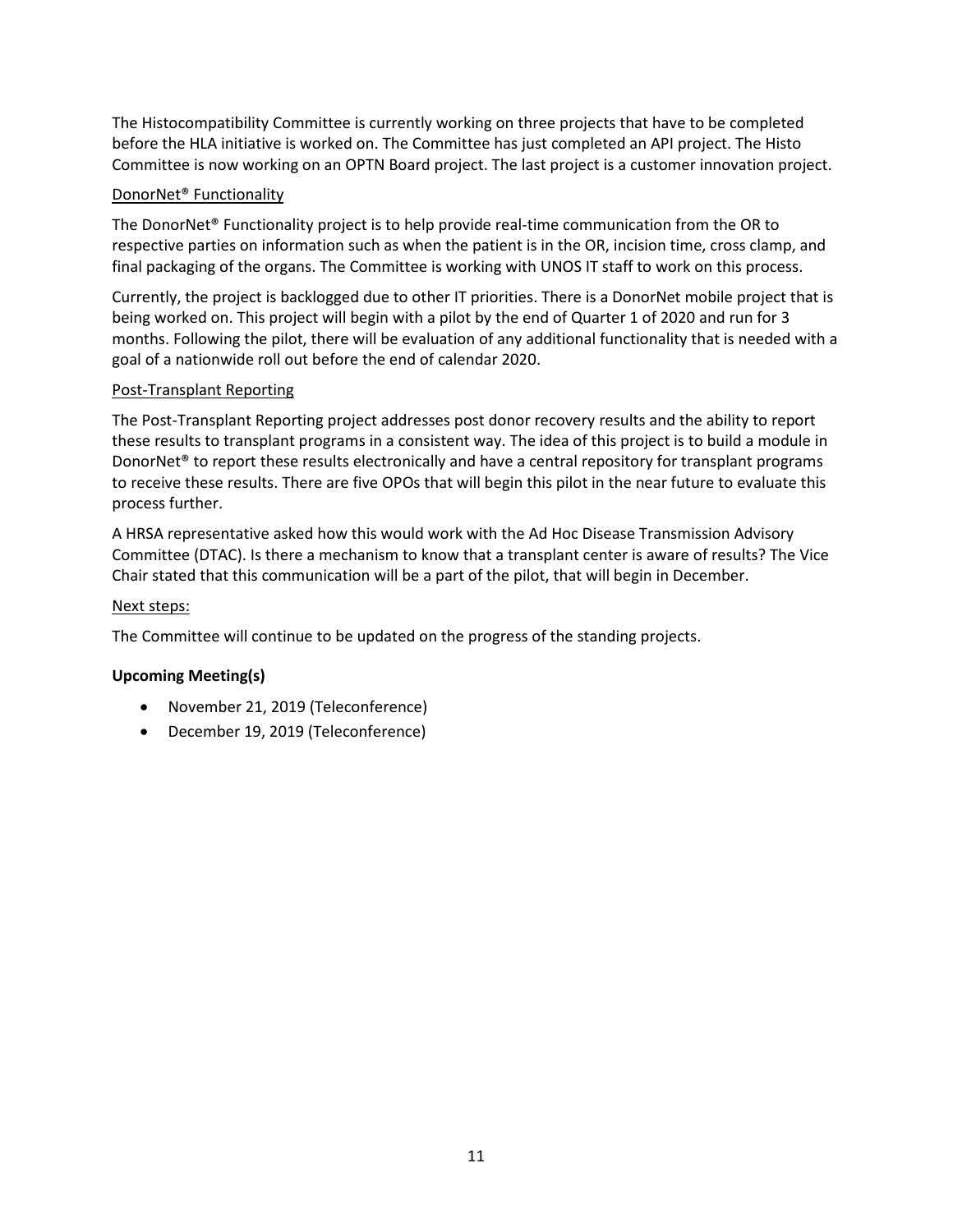The Histocompatibility Committee is currently working on three projects that have to be completed before the HLA initiative is worked on. The Committee has just completed an API project. The Histo Committee is now working on an OPTN Board project. The last project is a customer innovation project.

<u>DonorNet® Functionality</u>

The DonorNet® Functionality project is to help provide real-time communication from the OR to respective parties on information such as when the patient is in the OR, incision time, cross clamp, and final packaging of the organs. The Committee is working with UNOS IT staff to work on this process.

Currently, the project is backlogged due to other IT priorities. There is a DonorNet mobile project that is being worked on. This project will begin with a pilot by the end of Quarter 1 of 2020 and run for 3 months. Following the pilot, there will be evaluation of any additional functionality that is needed with a goal of a nationwide roll out before the end of calendar 2020.

<u>Post-Transplant Reporting</u>

The Post-Transplant Reporting project addresses post donor recovery results and the ability to report these results to transplant programs in a consistent way. The idea of this project is to build a module in DonorNet® to report these results electronically and have a central repository for transplant programs to receive these results. There are five OPOs that will begin this pilot in the near future to evaluate this process further.

A HRSA representative asked how this would work with the Ad Hoc Disease Transmission Advisory Committee (DTAC). Is there a mechanism to know that a transplant center is aware of results? The Vice Chair stated that this communication will be a part of the pilot, that will begin in December.

<u>Next steps:</u>

The Committee will continue to be updated on the progress of the standing projects.

**Upcoming Meeting(s)**

- November 21, 2019 (Teleconference)
- December 19, 2019 (Teleconference)